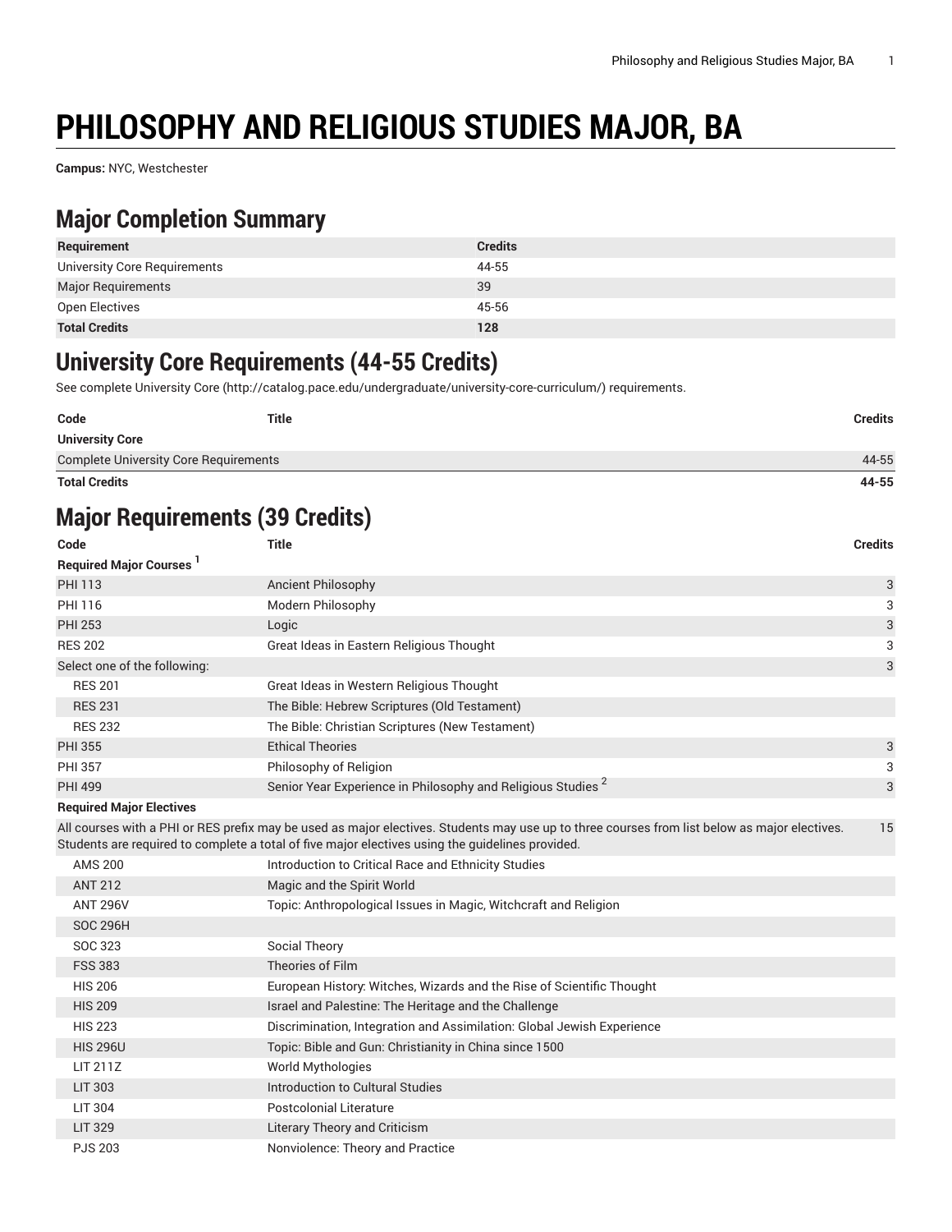# PHILOSOPHY AND RELIGIOUS STUDIES MAJOR, BA

**Campus:** NYC, Westchester

## Major Completion Summary

| Requirement | Credits |
|---|---|
| University Core Requirements | 44-55 |
| Major Requirements | 39 |
| Open Electives | 45-56 |
| **Total Credits** | **128** |

## University Core Requirements (44-55 Credits)

See complete University Core (http://catalog.pace.edu/undergraduate/university-core-curriculum/) requirements.

| Code | Title | Credits |
|---|---|---|
| **University Core** | | |
| Complete University Core Requirements | | 44-55 |
| **Total Credits** | | **44-55** |

## Major Requirements (39 Credits)

| Code | Title | Credits |
|---|---|---|
| **Required Major Courses** [1] | | |
| PHI 113 | Ancient Philosophy | 3 |
| PHI 116 | Modern Philosophy | 3 |
| PHI 253 | Logic | 3 |
| RES 202 | Great Ideas in Eastern Religious Thought | 3 |
| Select one of the following: | | 3 |
| RES 201 | Great Ideas in Western Religious Thought | |
| RES 231 | The Bible: Hebrew Scriptures (Old Testament) | |
| RES 232 | The Bible: Christian Scriptures (New Testament) | |
| PHI 355 | Ethical Theories | 3 |
| PHI 357 | Philosophy of Religion | 3 |
| PHI 499 | Senior Year Experience in Philosophy and Religious Studies [2] | 3 |
| **Required Major Electives** | | |
| All courses with a PHI or RES prefix may be used as major electives. Students may use up to three courses from list below as major electives. Students are required to complete a total of five major electives using the guidelines provided. | | 15 |
| AMS 200 | Introduction to Critical Race and Ethnicity Studies | |
| ANT 212 | Magic and the Spirit World | |
| ANT 296V | Topic: Anthropological Issues in Magic, Witchcraft and Religion | |
| SOC 296H | | |
| SOC 323 | Social Theory | |
| FSS 383 | Theories of Film | |
| HIS 206 | European History: Witches, Wizards and the Rise of Scientific Thought | |
| HIS 209 | Israel and Palestine: The Heritage and the Challenge | |
| HIS 223 | Discrimination, Integration and Assimilation: Global Jewish Experience | |
| HIS 296U | Topic: Bible and Gun: Christianity in China since 1500 | |
| LIT 211Z | World Mythologies | |
| LIT 303 | Introduction to Cultural Studies | |
| LIT 304 | Postcolonial Literature | |
| LIT 329 | Literary Theory and Criticism | |
| PJS 203 | Nonviolence: Theory and Practice | |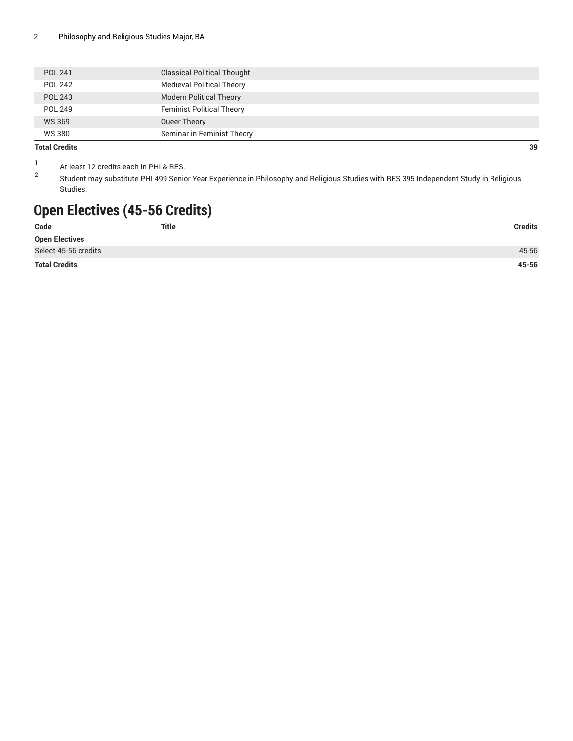| | | |
|---|---|---|
| POL 241 | Classical Political Thought | |
| POL 242 | Medieval Political Theory | |
| POL 243 | Modern Political Theory | |
| POL 249 | Feminist Political Theory | |
| WS 369 | Queer Theory | |
| WS 380 | Seminar in Feminist Theory | |
| **Total Credits** | | **39** |

1. At least 12 credits each in PHI & RES.
2. Student may substitute PHI 499 Senior Year Experience in Philosophy and Religious Studies with RES 395 Independent Study in Religious Studies.

## Open Electives (45-56 Credits)

| Code | Title | Credits |
|---|---|---|
| **Open Electives** | | |
| Select 45-56 credits | | 45-56 |
| **Total Credits** | | **45-56** |